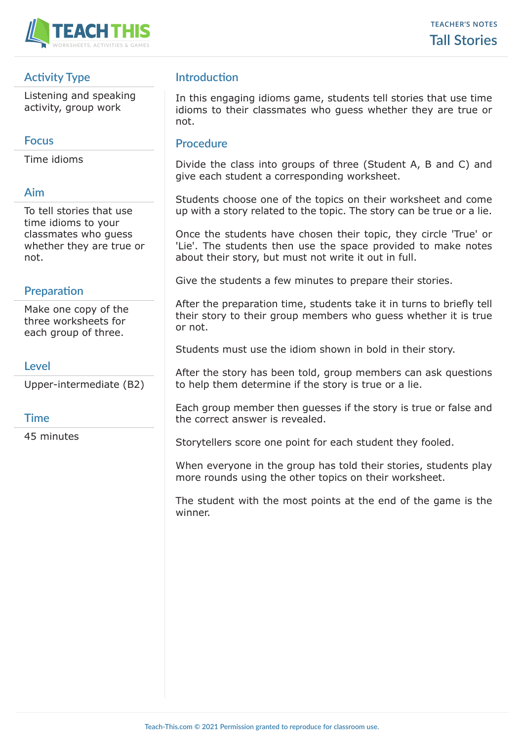TEACHER'S NOTES

# Tall Stories

## Activity Type

Listening and speaking activity, group work

## Focus

Time idioms

## Aim

To tell stories that use time idioms to your classmates who guess whether they are true or not.

## Preparation

Make one copy of the three worksheets for each group of three.

## Level

Upper-intermediate (B2)

## Time

45 minutes

## Introduction

In this engaging idioms game, students tell stories that use time idioms to their classmates who guess whether they are true or not.

## Procedure

Divide the class into groups of three (Student A, B and C) and give each student a corresponding worksheet.

Students choose one of the topics on their worksheet and come up with a story related to the topic. The story can be true or a lie.

Once the students have chosen their topic, they circle 'True' or 'Lie'. The students then use the space provided to make notes about their story, but must not write it out in full.

Give the students a few minutes to prepare their stories.

After the preparation time, students take it in turns to briefly tell their story to their group members who guess whether it is true or not.

Students must use the idiom shown in bold in their story.

After the story has been told, group members can ask questions to help them determine if the story is true or a lie.

Each group member then guesses if the story is true or false and the correct answer is revealed.

Storytellers score one point for each student they fooled.

When everyone in the group has told their stories, students play more rounds using the other topics on their worksheet.

The student with the most points at the end of the game is the winner.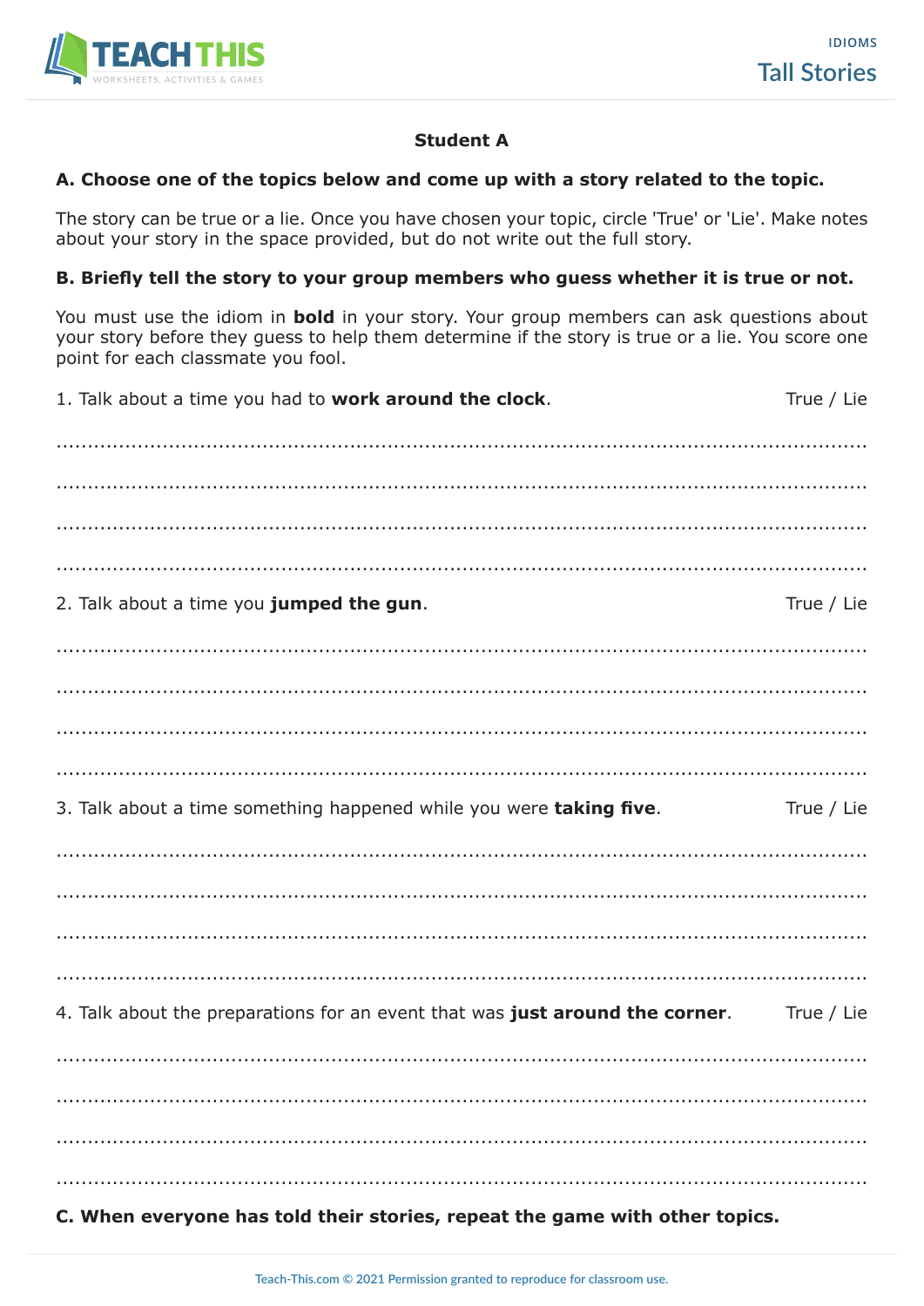**Student A**

**A. Choose one of the topics below and come up with a story related to the topic.**

The story can be true or a lie. Once you have chosen your topic, circle 'True' or 'Lie'. Make notes about your story in the space provided, but do not write out the full story.

**B. Briefly tell the story to your group members who guess whether it is true or not.**

You must use the idiom in **bold** in your story. Your group members can ask questions about your story before they guess to help them determine if the story is true or a lie. You score one point for each classmate you fool.

1. Talk about a time you had to **work around the clock**. True / Lie

..........................................................................................................................

..........................................................................................................................

..........................................................................................................................

..........................................................................................................................

2. Talk about a time you **jumped the gun**. True / Lie

..........................................................................................................................

..........................................................................................................................

..........................................................................................................................

..........................................................................................................................

3. Talk about a time something happened while you were **taking five**. True / Lie

..........................................................................................................................

..........................................................................................................................

..........................................................................................................................

..........................................................................................................................

4. Talk about the preparations for an event that was **just around the corner**. True / Lie

..........................................................................................................................

..........................................................................................................................

..........................................................................................................................

..........................................................................................................................

**C. When everyone has told their stories, repeat the game with other topics.**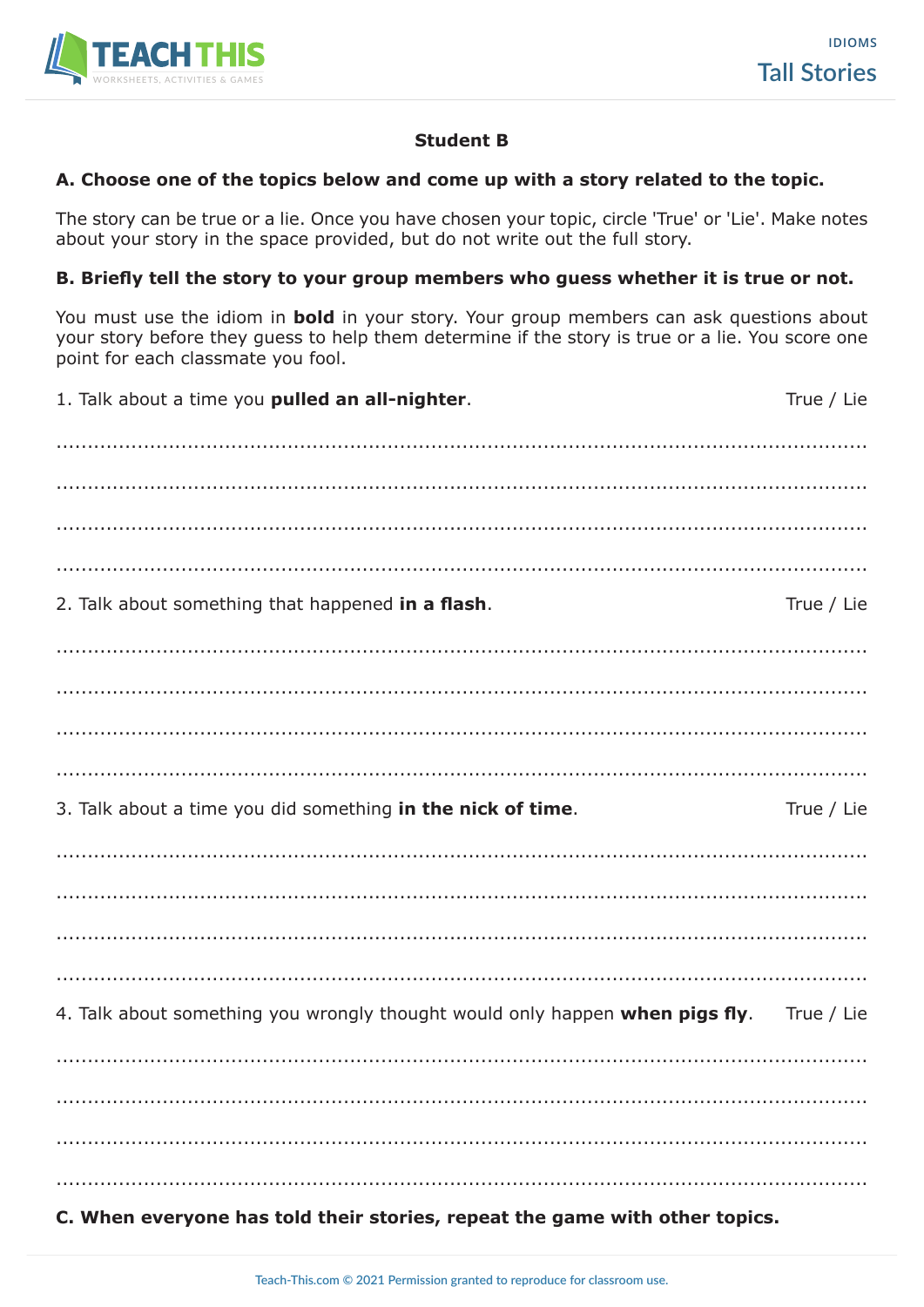**Student B**

**A. Choose one of the topics below and come up with a story related to the topic.**

The story can be true or a lie. Once you have chosen your topic, circle 'True' or 'Lie'. Make notes about your story in the space provided, but do not write out the full story.

**B. Briefly tell the story to your group members who guess whether it is true or not.**

You must use the idiom in **bold** in your story. Your group members can ask questions about your story before they guess to help them determine if the story is true or a lie. You score one point for each classmate you fool.

1. Talk about a time you **pulled an all-nighter**. True / Lie

.......................................................................................................................

.......................................................................................................................

.......................................................................................................................

.......................................................................................................................

2. Talk about something that happened **in a flash**. True / Lie

.......................................................................................................................

.......................................................................................................................

.......................................................................................................................

.......................................................................................................................

3. Talk about a time you did something **in the nick of time**. True / Lie

.......................................................................................................................

.......................................................................................................................

.......................................................................................................................

.......................................................................................................................

4. Talk about something you wrongly thought would only happen **when pigs fly**. True / Lie

.......................................................................................................................

.......................................................................................................................

.......................................................................................................................

.......................................................................................................................

**C. When everyone has told their stories, repeat the game with other topics.**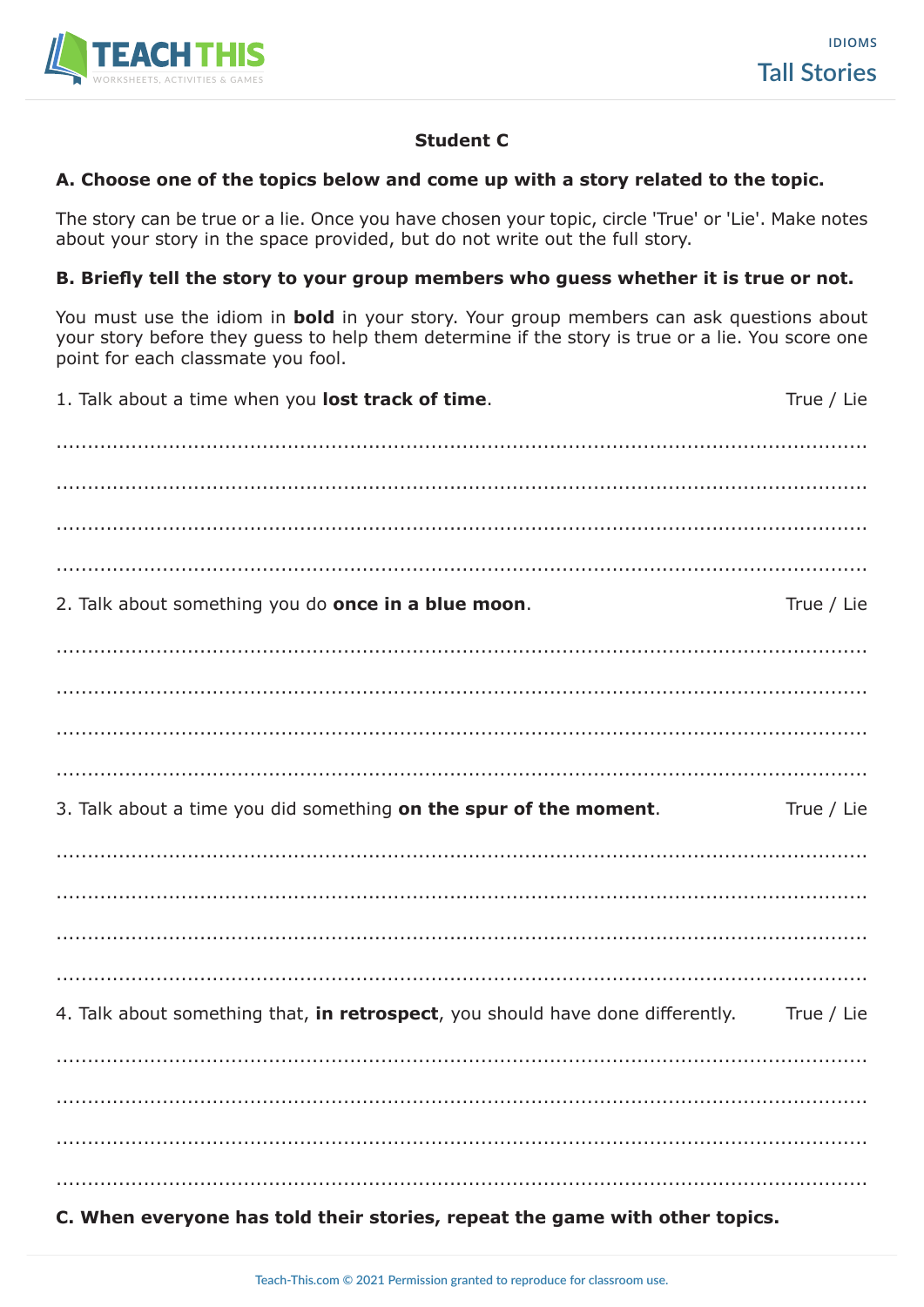### Student C

**A. Choose one of the topics below and come up with a story related to the topic.**

The story can be true or a lie. Once you have chosen your topic, circle 'True' or 'Lie'. Make notes about your story in the space provided, but do not write out the full story.

**B. Briefly tell the story to your group members who guess whether it is true or not.**

You must use the idiom in **bold** in your story. Your group members can ask questions about your story before they guess to help them determine if the story is true or a lie. You score one point for each classmate you fool.

1. Talk about a time when you **lost track of time**. True / Lie

..................................................................................................................................

..................................................................................................................................

..................................................................................................................................

..................................................................................................................................

2. Talk about something you do **once in a blue moon**. True / Lie

..................................................................................................................................

..................................................................................................................................

..................................................................................................................................

..................................................................................................................................

3. Talk about a time you did something **on the spur of the moment**. True / Lie

..................................................................................................................................

..................................................................................................................................

..................................................................................................................................

..................................................................................................................................

4. Talk about something that, **in retrospect**, you should have done differently. True / Lie

..................................................................................................................................

..................................................................................................................................

..................................................................................................................................

..................................................................................................................................

**C. When everyone has told their stories, repeat the game with other topics.**